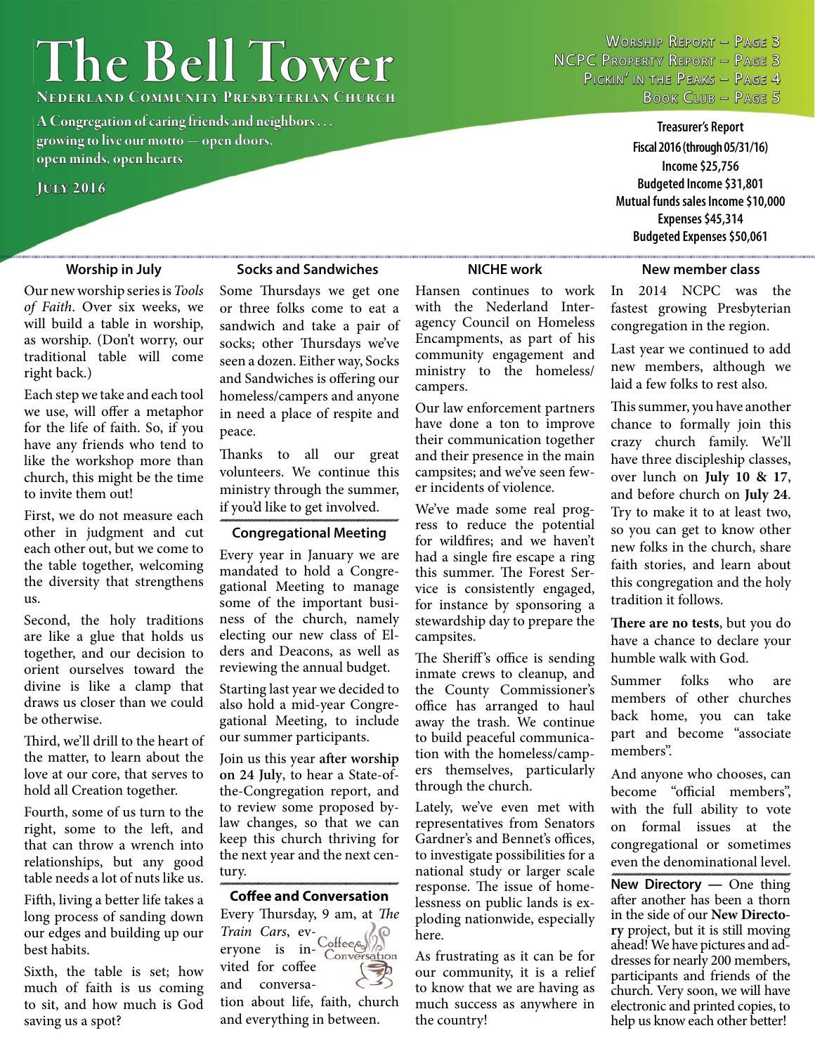# The Bell Tower

**Nederland Community Presbyterian Church**

A Congregation of caring friends and neighbors . . . growing to live our motto — open doors, open minds, open hearts

**July 2016**

Worship Report – Page 3
NCPC Property Report – Page 3
Pickin' in the Peaks – Page 4
Book Club – Page 5

**Treasurer's Report**
**Fiscal 2016 (through 05/31/16)**
**Income $25,756**
**Budgeted Income $31,801**
**Mutual funds sales Income $10,000**
**Expenses $45,314**
**Budgeted Expenses $50,061**

### Worship in July

Our new worship series is *Tools of Faith*. Over six weeks, we will build a table in worship, as worship. (Don't worry, our traditional table will come right back.)

Each step we take and each tool we use, will offer a metaphor for the life of faith. So, if you have any friends who tend to like the workshop more than church, this might be the time to invite them out!

First, we do not measure each other in judgment and cut each other out, but we come to the table together, welcoming the diversity that strengthens us.

Second, the holy traditions are like a glue that holds us together, and our decision to orient ourselves toward the divine is like a clamp that draws us closer than we could be otherwise.

Third, we'll drill to the heart of the matter, to learn about the love at our core, that serves to hold all Creation together.

Fourth, some of us turn to the right, some to the left, and that can throw a wrench into relationships, but any good table needs a lot of nuts like us.

Fifth, living a better life takes a long process of sanding down our edges and building up our best habits.

Sixth, the table is set; how much of faith is us coming to sit, and how much is God saving us a spot?

### Socks and Sandwiches

Some Thursdays we get one or three folks come to eat a sandwich and take a pair of socks; other Thursdays we've seen a dozen. Either way, Socks and Sandwiches is offering our homeless/campers and anyone in need a place of respite and peace.

Thanks to all our great volunteers. We continue this ministry through the summer, if you'd like to get involved.

### Congregational Meeting

Every year in January we are mandated to hold a Congregational Meeting to manage some of the important business of the church, namely electing our new class of Elders and Deacons, as well as reviewing the annual budget.

Starting last year we decided to also hold a mid-year Congregational Meeting, to include our summer participants.

Join us this year **after worship on 24 July**, to hear a State-of-the-Congregation report, and to review some proposed by-law changes, so that we can keep this church thriving for the next year and the next century.

### Coffee and Conversation

Every Thursday, 9 am, at *The Train Cars*, everyone is invited for coffee and conversation about life, faith, church and everything in between.

### NICHE work

Hansen continues to work with the Nederland Interagency Council on Homeless Encampments, as part of his community engagement and ministry to the homeless/campers.

Our law enforcement partners have done a ton to improve their communication together and their presence in the main campsites; and we've seen fewer incidents of violence.

We've made some real progress to reduce the potential for wildfires; and we haven't had a single fire escape a ring this summer. The Forest Service is consistently engaged, for instance by sponsoring a stewardship day to prepare the campsites.

The Sheriff's office is sending inmate crews to cleanup, and the County Commissioner's office has arranged to haul away the trash. We continue to build peaceful communication with the homeless/campers themselves, particularly through the church.

Lately, we've even met with representatives from Senators Gardner's and Bennet's offices, to investigate possibilities for a national study or larger scale response. The issue of homelessness on public lands is exploding nationwide, especially here.

As frustrating as it can be for our community, it is a relief to know that we are having as much success as anywhere in the country!

### New member class

In 2014 NCPC was the fastest growing Presbyterian congregation in the region.

Last year we continued to add new members, although we laid a few folks to rest also.

This summer, you have another chance to formally join this crazy church family. We'll have three discipleship classes, over lunch on **July 10 & 17**, and before church on **July 24**. Try to make it to at least two, so you can get to know other new folks in the church, share faith stories, and learn about this congregation and the holy tradition it follows.

**There are no tests**, but you do have a chance to declare your humble walk with God.

Summer folks who are members of other churches back home, you can take part and become "associate members".

And anyone who chooses, can become "official members", with the full ability to vote on formal issues at the congregational or sometimes even the denominational level.

**New Directory —** One thing after another has been a thorn in the side of our **New Directory** project, but it is still moving ahead! We have pictures and addresses for nearly 200 members, participants and friends of the church. Very soon, we will have electronic and printed copies, to help us know each other better!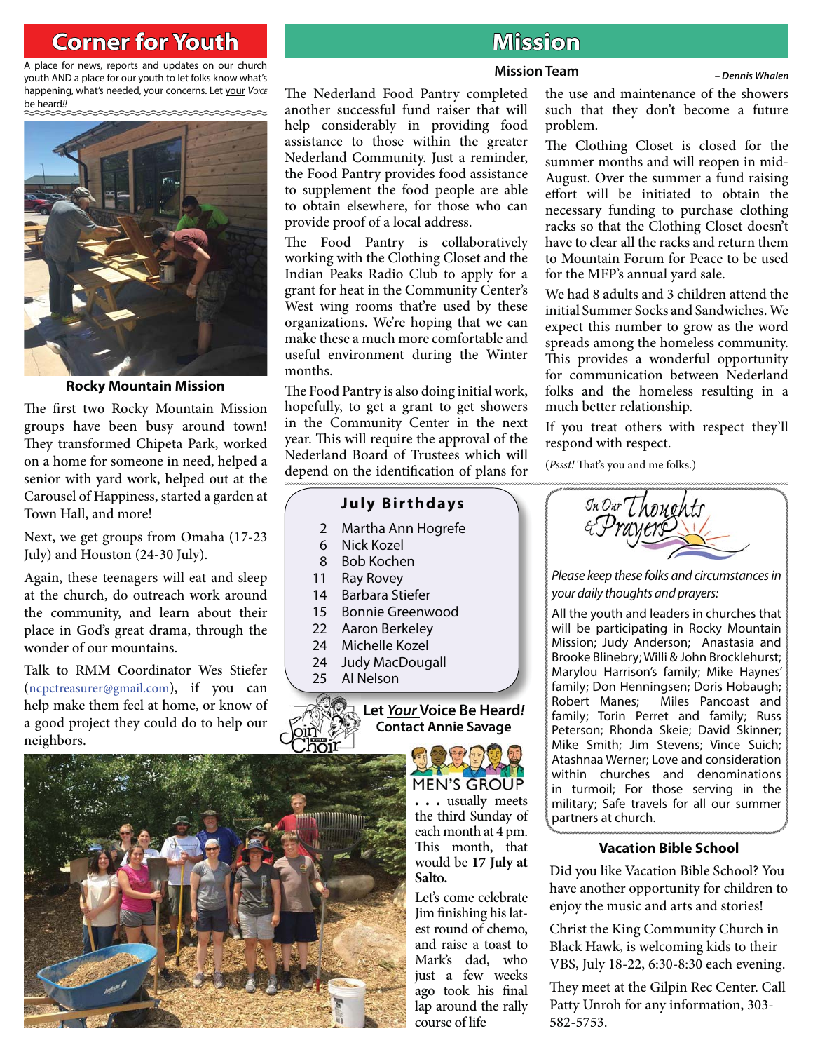## Corner for Youth

A place for news, reports and updates on our church youth AND a place for our youth to let folks know what's happening, what's needed, your concerns. Let your VOICE be heard!!

### Rocky Mountain Mission

The first two Rocky Mountain Mission groups have been busy around town! They transformed Chipeta Park, worked on a home for someone in need, helped a senior with yard work, helped out at the Carousel of Happiness, started a garden at Town Hall, and more!

Next, we get groups from Omaha (17-23 July) and Houston (24-30 July).

Again, these teenagers will eat and sleep at the church, do outreach work around the community, and learn about their place in God's great drama, through the wonder of our mountains.

Talk to RMM Coordinator Wes Stiefer (ncpctreasurer@gmail.com), if you can help make them feel at home, or know of a good project they could do to help our neighbors.

## Mission

### Mission Team

*– Dennis Whalen*

The Nederland Food Pantry completed another successful fund raiser that will help considerably in providing food assistance to those within the greater Nederland Community. Just a reminder, the Food Pantry provides food assistance to supplement the food people are able to obtain elsewhere, for those who can provide proof of a local address.

The Food Pantry is collaboratively working with the Clothing Closet and the Indian Peaks Radio Club to apply for a grant for heat in the Community Center's West wing rooms that're used by these organizations. We're hoping that we can make these a much more comfortable and useful environment during the Winter months.

The Food Pantry is also doing initial work, hopefully, to get a grant to get showers in the Community Center in the next year. This will require the approval of the Nederland Board of Trustees which will depend on the identification of plans for the use and maintenance of the showers such that they don't become a future problem.

The Clothing Closet is closed for the summer months and will reopen in mid-August. Over the summer a fund raising effort will be initiated to obtain the necessary funding to purchase clothing racks so that the Clothing Closet doesn't have to clear all the racks and return them to Mountain Forum for Peace to be used for the MFP's annual yard sale.

We had 8 adults and 3 children attend the initial Summer Socks and Sandwiches. We expect this number to grow as the word spreads among the homeless community. This provides a wonderful opportunity for communication between Nederland folks and the homeless resulting in a much better relationship.

If you treat others with respect they'll respond with respect.

(*Pssst!* That's you and me folks.)

### July Birthdays

- 2 Martha Ann Hogrefe
- 6 Nick Kozel
- 8 Bob Kochen
- 11 Ray Rovey
- 14 Barbara Stiefer
- 15 Bonnie Greenwood
- 22 Aaron Berkeley
- 24 Michelle Kozel
- 24 Judy MacDougall
- 25 Al Nelson

**Let *Your* Voice Be Heard!**
**Contact Annie Savage**

### MEN'S GROUP

. . . usually meets the third Sunday of each month at 4 pm. This month, that would be **17 July at Salto.**

Let's come celebrate Jim finishing his latest round of chemo, and raise a toast to Mark's dad, who just a few weeks ago took his final lap around the rally course of life

### In Our Thoughts & Prayers

*Please keep these folks and circumstances in your daily thoughts and prayers:*

All the youth and leaders in churches that will be participating in Rocky Mountain Mission; Judy Anderson; Anastasia and Brooke Blinebry; Willi & John Brocklehurst; Marylou Harrison's family; Mike Haynes' family; Don Henningsen; Doris Hobaugh; Robert Manes; Miles Pancoast and family; Torin Perret and family; Russ Peterson; Rhonda Skeie; David Skinner; Mike Smith; Jim Stevens; Vince Suich; Atashnaa Werner; Love and consideration within churches and denominations in turmoil; For those serving in the military; Safe travels for all our summer partners at church.

### Vacation Bible School

Did you like Vacation Bible School? You have another opportunity for children to enjoy the music and arts and stories!

Christ the King Community Church in Black Hawk, is welcoming kids to their VBS, July 18-22, 6:30-8:30 each evening.

They meet at the Gilpin Rec Center. Call Patty Unroh for any information, 303-582-5753.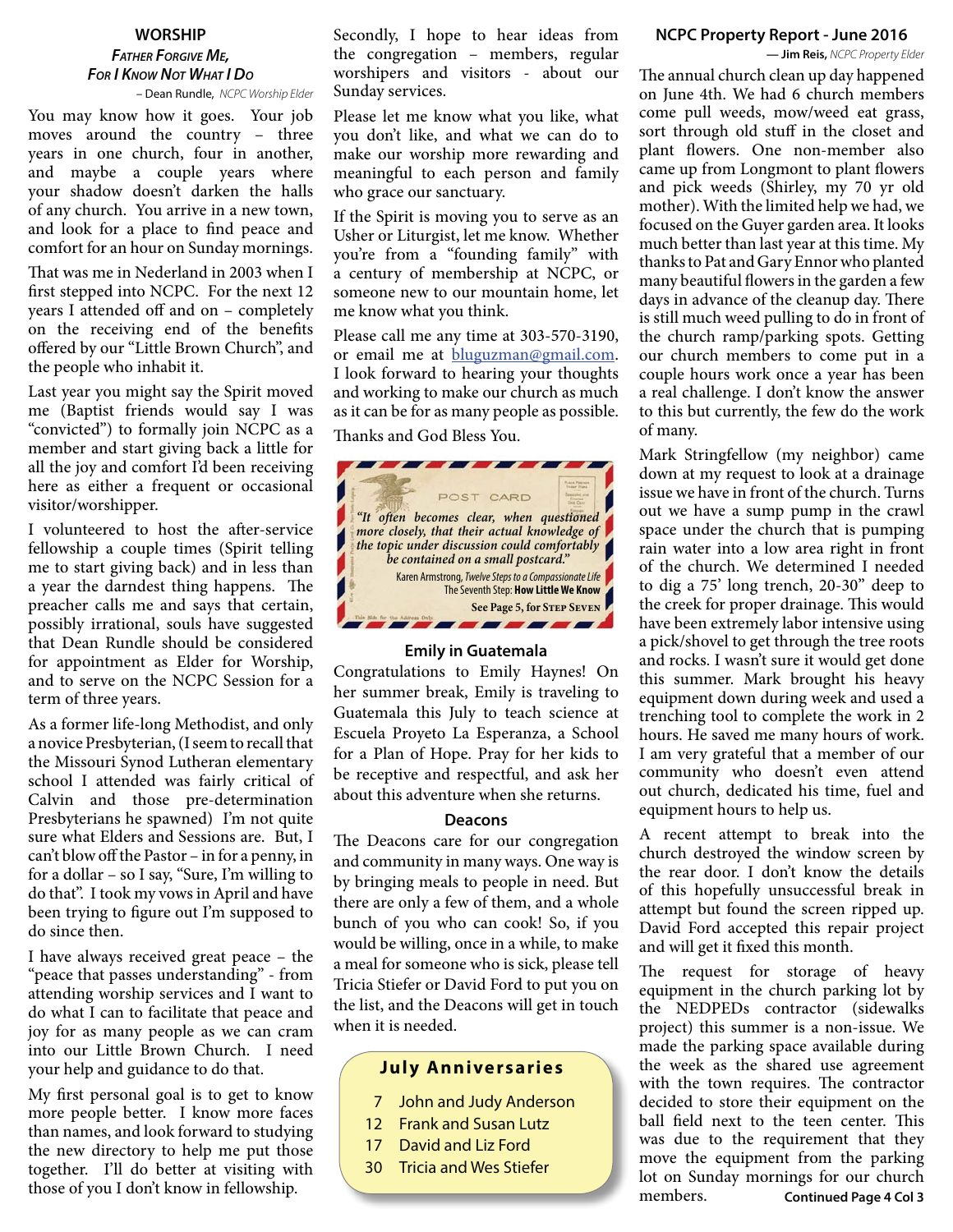## WORSHIP

### *Father Forgive Me, For I Know Not What I Do*

– Dean Rundle, *NCPC Worship Elder*

You may know how it goes. Your job moves around the country – three years in one church, four in another, and maybe a couple years where your shadow doesn't darken the halls of any church. You arrive in a new town, and look for a place to find peace and comfort for an hour on Sunday mornings.

That was me in Nederland in 2003 when I first stepped into NCPC. For the next 12 years I attended off and on – completely on the receiving end of the benefits offered by our "Little Brown Church", and the people who inhabit it.

Last year you might say the Spirit moved me (Baptist friends would say I was "convicted") to formally join NCPC as a member and start giving back a little for all the joy and comfort I'd been receiving here as either a frequent or occasional visitor/worshipper.

I volunteered to host the after-service fellowship a couple times (Spirit telling me to start giving back) and in less than a year the darndest thing happens. The preacher calls me and says that certain, possibly irrational, souls have suggested that Dean Rundle should be considered for appointment as Elder for Worship, and to serve on the NCPC Session for a term of three years.

As a former life-long Methodist, and only a novice Presbyterian, (I seem to recall that the Missouri Synod Lutheran elementary school I attended was fairly critical of Calvin and those pre-determination Presbyterians he spawned) I'm not quite sure what Elders and Sessions are. But, I can't blow off the Pastor – in for a penny, in for a dollar – so I say, "Sure, I'm willing to do that". I took my vows in April and have been trying to figure out I'm supposed to do since then.

I have always received great peace – the "peace that passes understanding" - from attending worship services and I want to do what I can to facilitate that peace and joy for as many people as we can cram into our Little Brown Church. I need your help and guidance to do that.

My first personal goal is to get to know more people better. I know more faces than names, and look forward to studying the new directory to help me put those together. I'll do better at visiting with those of you I don't know in fellowship.

Secondly, I hope to hear ideas from the congregation – members, regular worshipers and visitors - about our Sunday services.

Please let me know what you like, what you don't like, and what we can do to make our worship more rewarding and meaningful to each person and family who grace our sanctuary.

If the Spirit is moving you to serve as an Usher or Liturgist, let me know. Whether you're from a "founding family" with a century of membership at NCPC, or someone new to our mountain home, let me know what you think.

Please call me any time at 303-570-3190, or email me at bluguzman@gmail.com. I look forward to hearing your thoughts and working to make our church as much as it can be for as many people as possible.

Thanks and God Bless You.

> POST CARD
>
> *"It often becomes clear, when questioned more closely, that their actual knowledge of the topic under discussion could comfortably be contained on a small postcard."*
>
> Karen Armstrong, *Twelve Steps to a Compassionate Life*
> The Seventh Step: **How Little We Know**
>
> **See Page 5, for Step Seven**

### Emily in Guatemala

Congratulations to Emily Haynes! On her summer break, Emily is traveling to Guatemala this July to teach science at Escuela Proyeto La Esperanza, a School for a Plan of Hope. Pray for her kids to be receptive and respectful, and ask her about this adventure when she returns.

### Deacons

The Deacons care for our congregation and community in many ways. One way is by bringing meals to people in need. But there are only a few of them, and a whole bunch of you who can cook! So, if you would be willing, once in a while, to make a meal for someone who is sick, please tell Tricia Stiefer or David Ford to put you on the list, and the Deacons will get in touch when it is needed.

### July Anniversaries

- 7 John and Judy Anderson
- 12 Frank and Susan Lutz
- 17 David and Liz Ford
- 30 Tricia and Wes Stiefer

## NCPC Property Report - June 2016

— **Jim Reis**, *NCPC Property Elder*

The annual church clean up day happened on June 4th. We had 6 church members come pull weeds, mow/weed eat grass, sort through old stuff in the closet and plant flowers. One non-member also came up from Longmont to plant flowers and pick weeds (Shirley, my 70 yr old mother). With the limited help we had, we focused on the Guyer garden area. It looks much better than last year at this time. My thanks to Pat and Gary Ennor who planted many beautiful flowers in the garden a few days in advance of the cleanup day. There is still much weed pulling to do in front of the church ramp/parking spots. Getting our church members to come put in a couple hours work once a year has been a real challenge. I don't know the answer to this but currently, the few do the work of many.

Mark Stringfellow (my neighbor) came down at my request to look at a drainage issue we have in front of the church. Turns out we have a sump pump in the crawl space under the church that is pumping rain water into a low area right in front of the church. We determined I needed to dig a 75' long trench, 20-30" deep to the creek for proper drainage. This would have been extremely labor intensive using a pick/shovel to get through the tree roots and rocks. I wasn't sure it would get done this summer. Mark brought his heavy equipment down during week and used a trenching tool to complete the work in 2 hours. He saved me many hours of work. I am very grateful that a member of our community who doesn't even attend out church, dedicated his time, fuel and equipment hours to help us.

A recent attempt to break into the church destroyed the window screen by the rear door. I don't know the details of this hopefully unsuccessful break in attempt but found the screen ripped up. David Ford accepted this repair project and will get it fixed this month.

The request for storage of heavy equipment in the church parking lot by the NEDPEDs contractor (sidewalks project) this summer is a non-issue. We made the parking space available during the week as the shared use agreement with the town requires. The contractor decided to store their equipment on the ball field next to the teen center. This was due to the requirement that they move the equipment from the parking lot on Sunday mornings for our church members. **Continued Page 4 Col 3**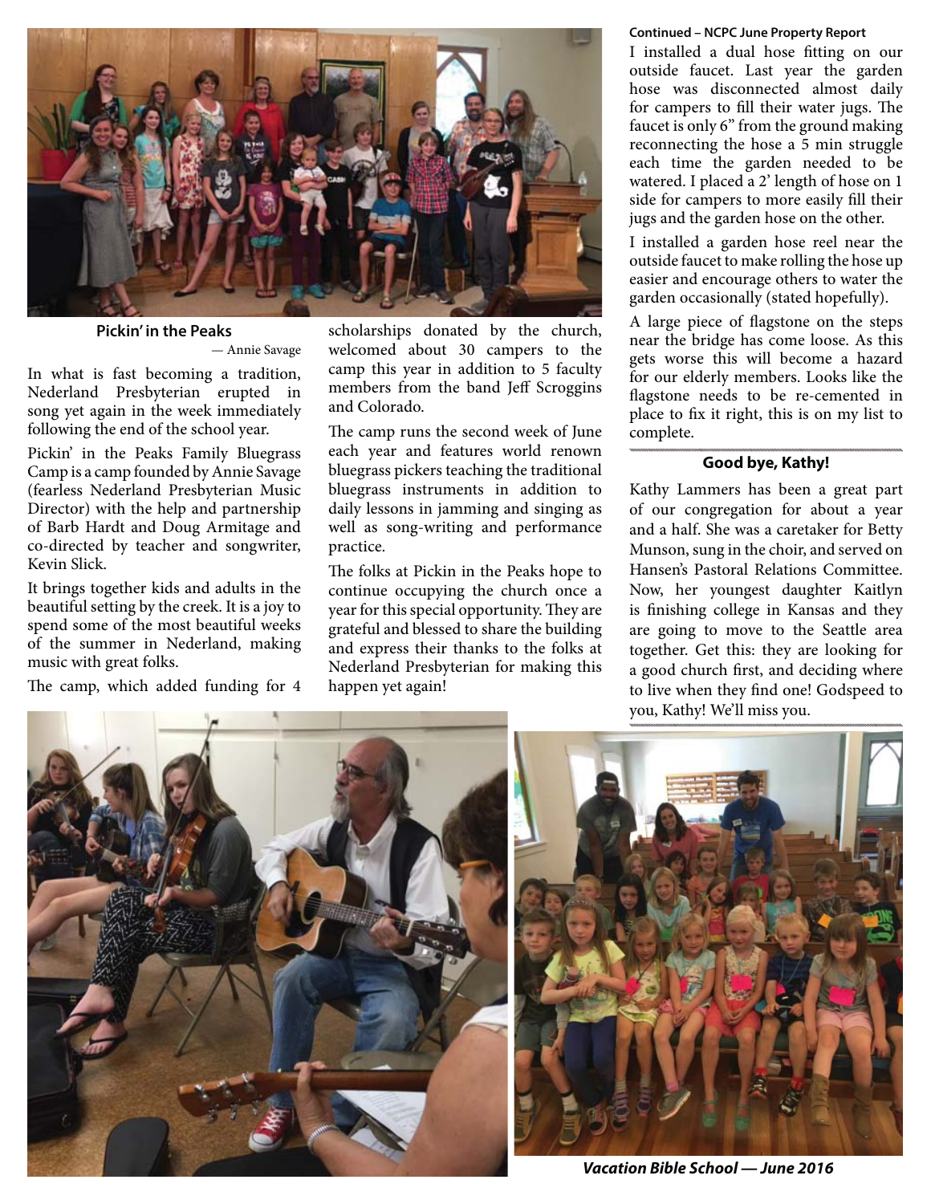### Pickin' in the Peaks

— Annie Savage

In what is fast becoming a tradition, Nederland Presbyterian erupted in song yet again in the week immediately following the end of the school year.

Pickin' in the Peaks Family Bluegrass Camp is a camp founded by Annie Savage (fearless Nederland Presbyterian Music Director) with the help and partnership of Barb Hardt and Doug Armitage and co-directed by teacher and songwriter, Kevin Slick.

It brings together kids and adults in the beautiful setting by the creek. It is a joy to spend some of the most beautiful weeks of the summer in Nederland, making music with great folks.

The camp, which added funding for 4 scholarships donated by the church, welcomed about 30 campers to the camp this year in addition to 5 faculty members from the band Jeff Scroggins and Colorado.

The camp runs the second week of June each year and features world renown bluegrass pickers teaching the traditional bluegrass instruments in addition to daily lessons in jamming and singing as well as song-writing and performance practice.

The folks at Pickin in the Peaks hope to continue occupying the church once a year for this special opportunity. They are grateful and blessed to share the building and express their thanks to the folks at Nederland Presbyterian for making this happen yet again!

**Continued – NCPC June Property Report**

I installed a dual hose fitting on our outside faucet. Last year the garden hose was disconnected almost daily for campers to fill their water jugs. The faucet is only 6" from the ground making reconnecting the hose a 5 min struggle each time the garden needed to be watered. I placed a 2' length of hose on 1 side for campers to more easily fill their jugs and the garden hose on the other.

I installed a garden hose reel near the outside faucet to make rolling the hose up easier and encourage others to water the garden occasionally (stated hopefully).

A large piece of flagstone on the steps near the bridge has come loose. As this gets worse this will become a hazard for our elderly members. Looks like the flagstone needs to be re-cemented in place to fix it right, this is on my list to complete.

### Good bye, Kathy!

Kathy Lammers has been a great part of our congregation for about a year and a half. She was a caretaker for Betty Munson, sung in the choir, and served on Hansen's Pastoral Relations Committee. Now, her youngest daughter Kaitlyn is finishing college in Kansas and they are going to move to the Seattle area together. Get this: they are looking for a good church first, and deciding where to live when they find one! Godspeed to you, Kathy! We'll miss you.

***Vacation Bible School — June 2016***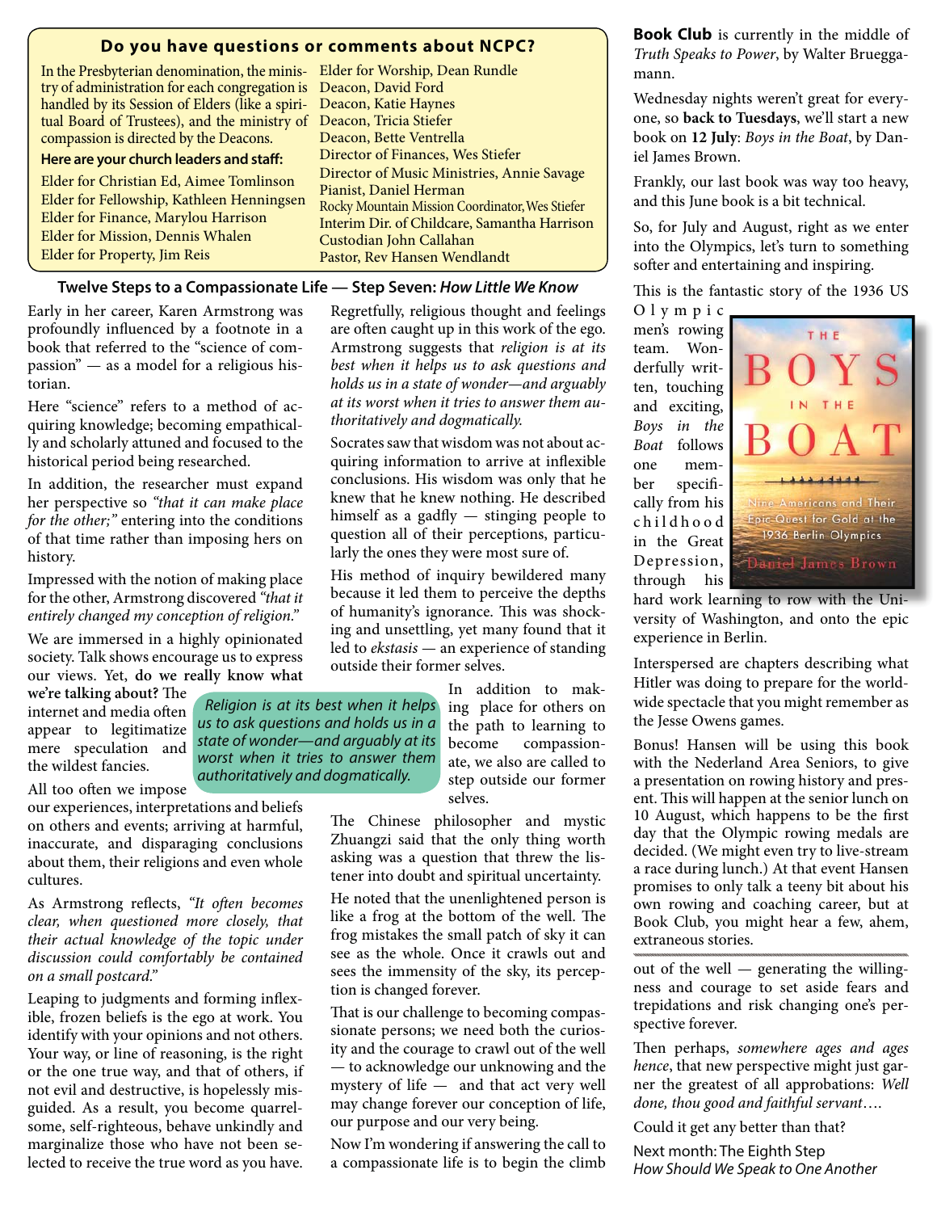## Do you have questions or comments about NCPC?

In the Presbyterian denomination, the ministry of administration for each congregation is handled by its Session of Elders (like a spiritual Board of Trustees), and the ministry of compassion is directed by the Deacons.

**Here are your church leaders and staff:**

Elder for Christian Ed, Aimee Tomlinson
Elder for Fellowship, Kathleen Henningsen
Elder for Finance, Marylou Harrison
Elder for Mission, Dennis Whalen
Elder for Property, Jim Reis
Elder for Worship, Dean Rundle
Deacon, David Ford
Deacon, Katie Haynes
Deacon, Tricia Stiefer
Deacon, Bette Ventrella
Director of Finances, Wes Stiefer
Director of Music Ministries, Annie Savage
Pianist, Daniel Herman
Rocky Mountain Mission Coordinator, Wes Stiefer
Interim Dir. of Childcare, Samantha Harrison
Custodian John Callahan
Pastor, Rev Hansen Wendlandt

## Twelve Steps to a Compassionate Life — Step Seven: *How Little We Know*

Early in her career, Karen Armstrong was profoundly influenced by a footnote in a book that referred to the "science of compassion" — as a model for a religious historian.

Here "science" refers to a method of acquiring knowledge; becoming empathically and scholarly attuned and focused to the historical period being researched.

In addition, the researcher must expand her perspective so *"that it can make place for the other;"* entering into the conditions of that time rather than imposing hers on history.

Impressed with the notion of making place for the other, Armstrong discovered *"that it entirely changed my conception of religion."*

We are immersed in a highly opinionated society. Talk shows encourage us to express our views. Yet, **do we really know what we're talking about?** The internet and media often appear to legitimize mere speculation and the wildest fancies.

All too often we impose our experiences, interpretations and beliefs on others and events; arriving at harmful, inaccurate, and disparaging conclusions about them, their religions and even whole cultures.

As Armstrong reflects, *"It often becomes clear, when questioned more closely, that their actual knowledge of the topic under discussion could comfortably be contained on a small postcard."*

Leaping to judgments and forming inflexible, frozen beliefs is the ego at work. You identify with your opinions and not others. Your way, or line of reasoning, is the right or the one true way, and that of others, if not evil and destructive, is hopelessly misguided. As a result, you become quarrelsome, self-righteous, behave unkindly and marginalize those who have not been selected to receive the true word as you have.

Regretfully, religious thought and feelings are often caught up in this work of the ego. Armstrong suggests that *religion is at its best when it helps us to ask questions and holds us in a state of wonder—and arguably at its worst when it tries to answer them authoritatively and dogmatically.*

Socrates saw that wisdom was not about acquiring information to arrive at inflexible conclusions. His wisdom was only that he knew that he knew nothing. He described himself as a gadfly — stinging people to question all of their perceptions, particularly the ones they were most sure of.

His method of inquiry bewildered many because it led them to perceive the depths of humanity's ignorance. This was shocking and unsettling, yet many found that it led to *ekstasis* — an experience of standing outside their former selves.

> *Religion is at its best when it helps us to ask questions and holds us in a state of wonder—and arguably at its worst when it tries to answer them authoritatively and dogmatically.*

In addition to making place for others on the path to learning to become compassionate, we also are called to step outside our former selves.

The Chinese philosopher and mystic Zhuangzi said that the only thing worth asking was a question that threw the listener into doubt and spiritual uncertainty.

He noted that the unenlightened person is like a frog at the bottom of the well. The frog mistakes the small patch of sky it can see as the whole. Once it crawls out and sees the immensity of the sky, its perception is changed forever.

That is our challenge to becoming compassionate persons; we need both the curiosity and the courage to crawl out of the well — to acknowledge our unknowing and the mystery of life — and that act very well may change forever our conception of life, our purpose and our very being.

Now I'm wondering if answering the call to a compassionate life is to begin the climb out of the well — generating the willingness and courage to set aside fears and trepidations and risk changing one's perspective forever.

Then perhaps, *somewhere ages and ages hence*, that new perspective might just garner the greatest of all approbations: *Well done, thou good and faithful servant….*

Could it get any better than that?

Next month: The Eighth Step
*How Should We Speak to One Another*

---

**Book Club** is currently in the middle of *Truth Speaks to Power*, by Walter Brueggemann.

Wednesday nights weren't great for everyone, so **back to Tuesdays**, we'll start a new book on **12 July**: *Boys in the Boat*, by Daniel James Brown.

Frankly, our last book was way too heavy, and this June book is a bit technical.

So, for July and August, right as we enter into the Olympics, let's turn to something softer and entertaining and inspiring.

This is the fantastic story of the 1936 US Olympic men's rowing team. Wonderfully written, touching and exciting, *Boys in the Boat* follows one member specifically from his childhood in the Great Depression, through his hard work learning to row with the University of Washington, and onto the epic experience in Berlin.

Interspersed are chapters describing what Hitler was doing to prepare for the worldwide spectacle that you might remember as the Jesse Owens games.

Bonus! Hansen will be using this book with the Nederland Area Seniors, to give a presentation on rowing history and present. This will happen at the senior lunch on 10 August, which happens to be the first day that the Olympic rowing medals are decided. (We might even try to live-stream a race during lunch.) At that event Hansen promises to only talk a teeny bit about his own rowing and coaching career, but at Book Club, you might hear a few, ahem, extraneous stories.